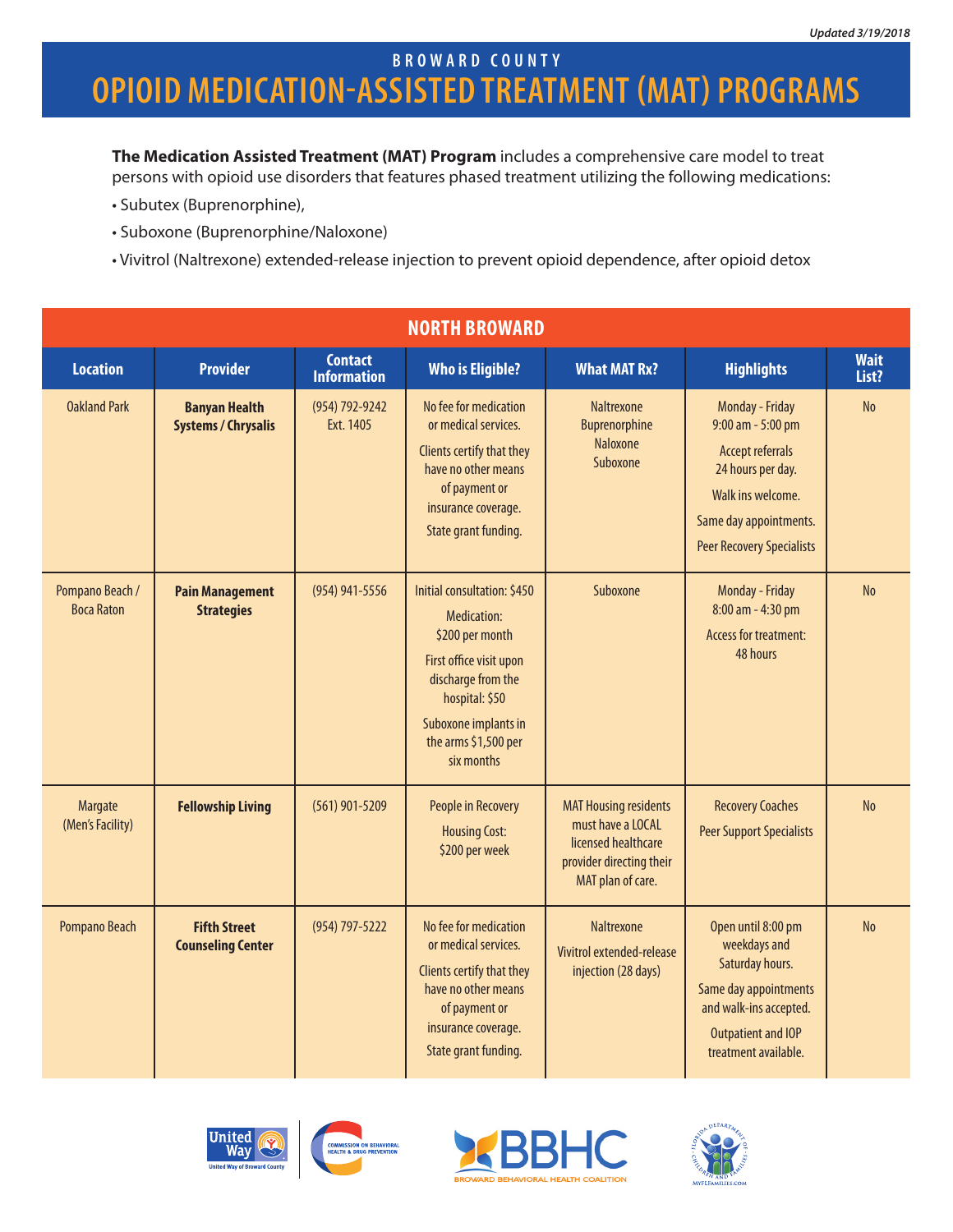*Updated 3/19/2018*

# BROWARD COUNTY
# OPIOID MEDICATION-ASSISTED TREATMENT (MAT) PROGRAMS

**The Medication Assisted Treatment (MAT) Program** includes a comprehensive care model to treat persons with opioid use disorders that features phased treatment utilizing the following medications:

- Subutex (Buprenorphine),
- Suboxone (Buprenorphine/Naloxone)
- Vivitrol (Naltrexone) extended-release injection to prevent opioid dependence, after opioid detox

## NORTH BROWARD

| Location | Provider | Contact Information | Who is Eligible? | What MAT Rx? | Highlights | Wait List? |
|---|---|---|---|---|---|---|
| Oakland Park | **Banyan Health Systems / Chrysalis** | (954) 792-9242 Ext. 1405 | No fee for medication or medical services. Clients certify that they have no other means of payment or insurance coverage. State grant funding. | Naltrexone Buprenorphine Naloxone Suboxone | Monday - Friday 9:00 am - 5:00 pm. Accept referrals 24 hours per day. Walk ins welcome. Same day appointments. Peer Recovery Specialists | No |
| Pompano Beach / Boca Raton | **Pain Management Strategies** | (954) 941-5556 | Initial consultation: $450. Medication: $200 per month. First office visit upon discharge from the hospital: $50. Suboxone implants in the arms $1,500 per six months | Suboxone | Monday - Friday 8:00 am - 4:30 pm. Access for treatment: 48 hours | No |
| Margate (Men's Facility) | **Fellowship Living** | (561) 901-5209 | People in Recovery. Housing Cost: $200 per week | MAT Housing residents must have a LOCAL licensed healthcare provider directing their MAT plan of care. | Recovery Coaches. Peer Support Specialists | No |
| Pompano Beach | **Fifth Street Counseling Center** | (954) 797-5222 | No fee for medication or medical services. Clients certify that they have no other means of payment or insurance coverage. State grant funding. | Naltrexone. Vivitrol extended-release injection (28 days) | Open until 8:00 pm weekdays and Saturday hours. Same day appointments and walk-ins accepted. Outpatient and IOP treatment available. | No |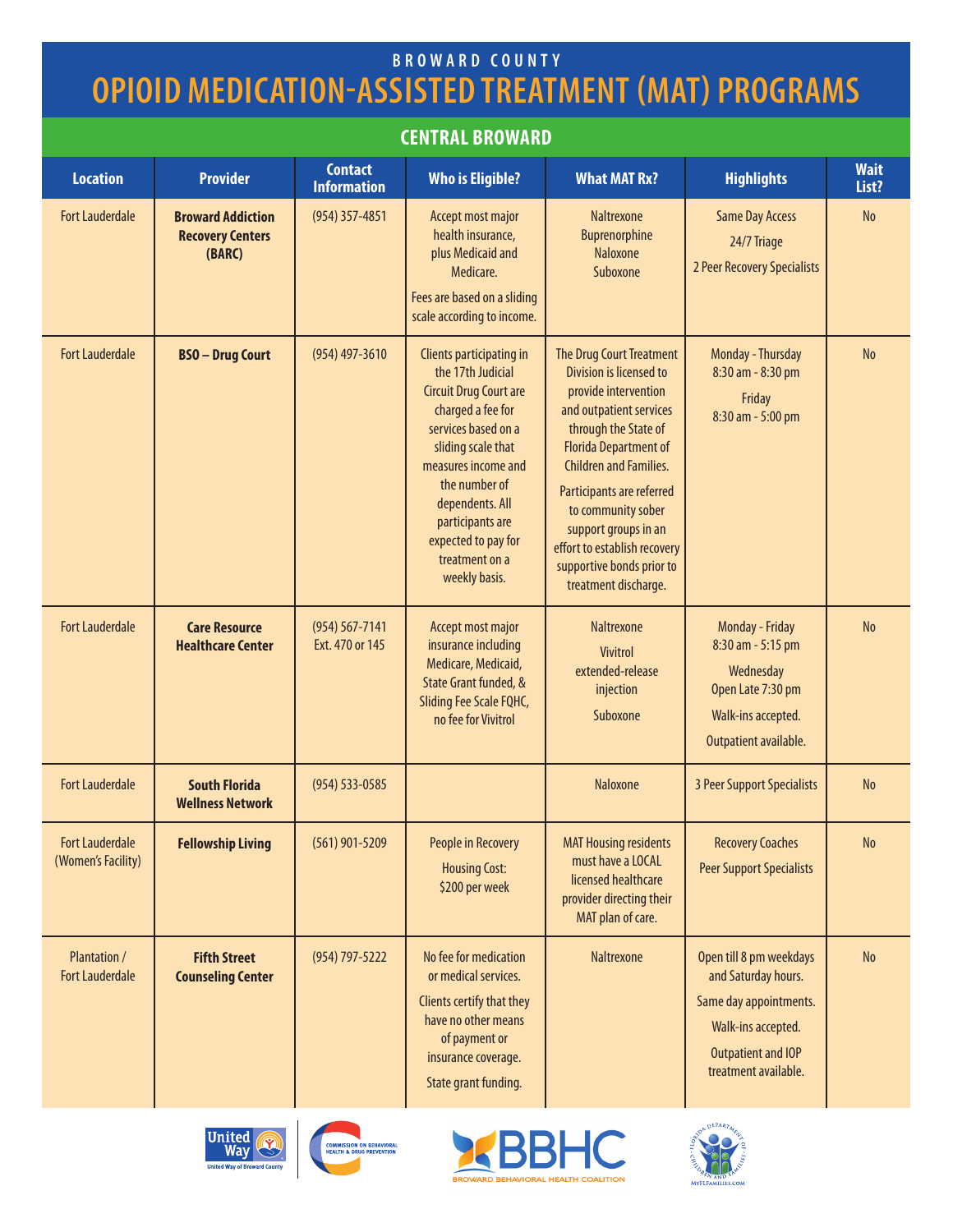BROWARD COUNTY

# OPIOID MEDICATION-ASSISTED TREATMENT (MAT) PROGRAMS

## CENTRAL BROWARD

| Location | Provider | Contact Information | Who is Eligible? | What MAT Rx? | Highlights | Wait List? |
|---|---|---|---|---|---|---|
| Fort Lauderdale | **Broward Addiction Recovery Centers (BARC)** | (954) 357-4851 | Accept most major health insurance, plus Medicaid and Medicare.<br>Fees are based on a sliding scale according to income. | Naltrexone<br>Buprenorphine<br>Naloxone<br>Suboxone | Same Day Access<br>24/7 Triage<br>2 Peer Recovery Specialists | No |
| Fort Lauderdale | **BSO – Drug Court** | (954) 497-3610 | Clients participating in the 17th Judicial Circuit Drug Court are charged a fee for services based on a sliding scale that measures income and the number of dependents. All participants are expected to pay for treatment on a weekly basis. | The Drug Court Treatment Division is licensed to provide intervention and outpatient services through the State of Florida Department of Children and Families.<br>Participants are referred to community sober support groups in an effort to establish recovery supportive bonds prior to treatment discharge. | Monday - Thursday 8:30 am - 8:30 pm<br>Friday 8:30 am - 5:00 pm | No |
| Fort Lauderdale | **Care Resource Healthcare Center** | (954) 567-7141 Ext. 470 or 145 | Accept most major insurance including Medicare, Medicaid, State Grant funded, & Sliding Fee Scale FQHC, no fee for Vivitrol | Naltrexone<br>Vivitrol extended-release injection<br>Suboxone | Monday - Friday 8:30 am - 5:15 pm<br>Wednesday Open Late 7:30 pm<br>Walk-ins accepted.<br>Outpatient available. | No |
| Fort Lauderdale | **South Florida Wellness Network** | (954) 533-0585 | | Naloxone | 3 Peer Support Specialists | No |
| Fort Lauderdale (Women's Facility) | **Fellowship Living** | (561) 901-5209 | People in Recovery<br>Housing Cost: $200 per week | MAT Housing residents must have a LOCAL licensed healthcare provider directing their MAT plan of care. | Recovery Coaches<br>Peer Support Specialists | No |
| Plantation / Fort Lauderdale | **Fifth Street Counseling Center** | (954) 797-5222 | No fee for medication or medical services.<br>Clients certify that they have no other means of payment or insurance coverage.<br>State grant funding. | Naltrexone | Open till 8 pm weekdays and Saturday hours.<br>Same day appointments.<br>Walk-ins accepted.<br>Outpatient and IOP treatment available. | No |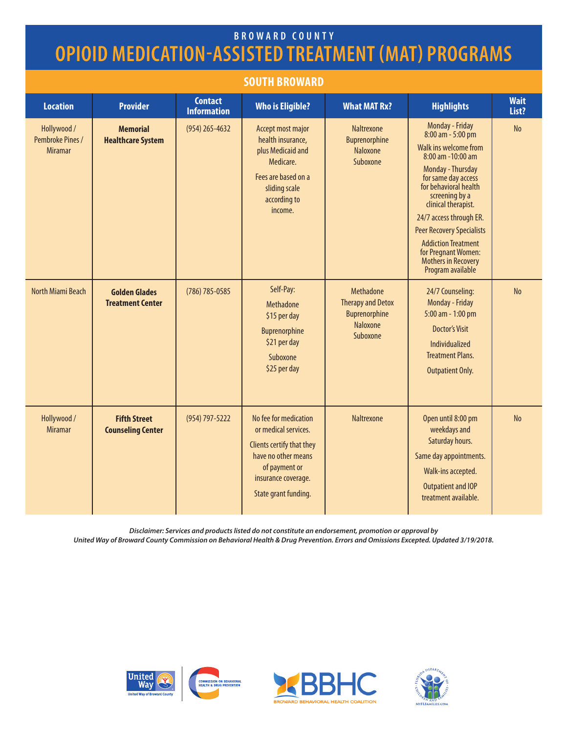BROWARD COUNTY

# OPIOID MEDICATION-ASSISTED TREATMENT (MAT) PROGRAMS

## SOUTH BROWARD

| Location | Provider | Contact Information | Who is Eligible? | What MAT Rx? | Highlights | Wait List? |
|---|---|---|---|---|---|---|
| Hollywood / Pembroke Pines / Miramar | **Memorial Healthcare System** | (954) 265-4632 | Accept most major health insurance, plus Medicaid and Medicare. Fees are based on a sliding scale according to income. | Naltrexone Buprenorphine Naloxone Suboxone | Monday - Friday 8:00 am - 5:00 pm Walk ins welcome from 8:00 am -10:00 am Monday - Thursday for same day access for behavioral health screening by a clinical therapist. 24/7 access through ER. Peer Recovery Specialists Addiction Treatment for Pregnant Women: Mothers in Recovery Program available | No |
| North Miami Beach | **Golden Glades Treatment Center** | (786) 785-0585 | Self-Pay: Methadone $15 per day Buprenorphine $21 per day Suboxone $25 per day | Methadone Therapy and Detox Buprenorphine Naloxone Suboxone | 24/7 Counseling: Monday - Friday 5:00 am - 1:00 pm Doctor's Visit Individualized Treatment Plans. Outpatient Only. | No |
| Hollywood / Miramar | **Fifth Street Counseling Center** | (954) 797-5222 | No fee for medication or medical services. Clients certify that they have no other means of payment or insurance coverage. State grant funding. | Naltrexone | Open until 8:00 pm weekdays and Saturday hours. Same day appointments. Walk-ins accepted. Outpatient and IOP treatment available. | No |

***Disclaimer: Services and products listed do not constitute an endorsement, promotion or approval by United Way of Broward County Commission on Behavioral Health & Drug Prevention. Errors and Omissions Excepted. Updated 3/19/2018.***